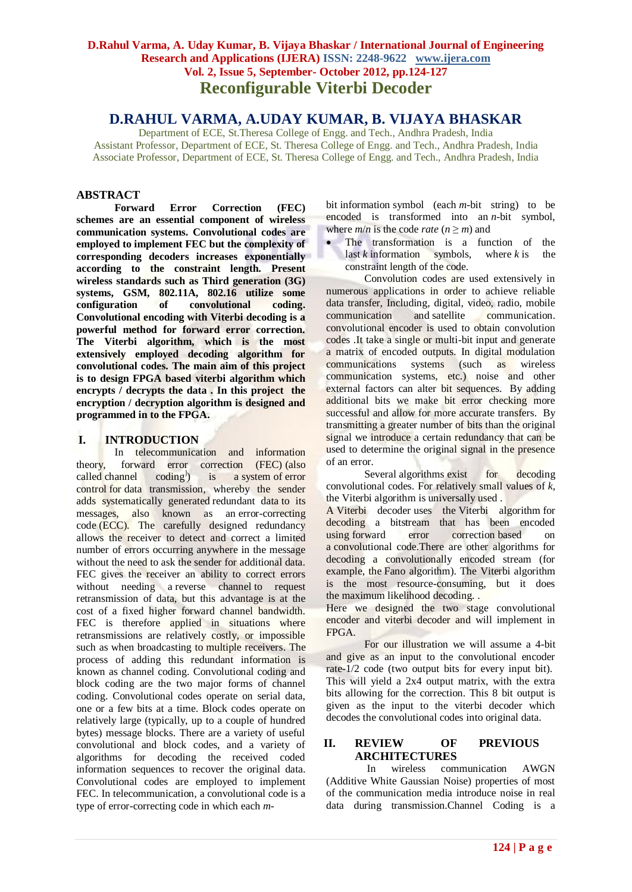# Reconfigurable Viterbi Decoder

## D.RAHUL VARMA, A.UDAY KUMAR, B. VIJAYA BHASKAR

Department of ECE, St.Theresa College of Engg. and Tech., Andhra Pradesh, India
Assistant Professor, Department of ECE, St. Theresa College of Engg. and Tech., Andhra Pradesh, India
Associate Professor, Department of ECE, St. Theresa College of Engg. and Tech., Andhra Pradesh, India

## ABSTRACT

**Forward Error Correction (FEC) schemes are an essential component of wireless communication systems. Convolutional codes are employed to implement FEC but the complexity of corresponding decoders increases exponentially according to the constraint length. Present wireless standards such as Third generation (3G) systems, GSM, 802.11A, 802.16 utilize some configuration of convolutional coding. Convolutional encoding with Viterbi decoding is a powerful method for forward error correction. The Viterbi algorithm, which is the most extensively employed decoding algorithm for convolutional codes. The main aim of this project is to design FPGA based viterbi algorithm which encrypts / decrypts the data . In this project the encryption / decryption algorithm is designed and programmed in to the FPGA.**

## I. INTRODUCTION

In telecommunication and information theory, forward error correction (FEC) (also called channel coding[1]) is a system of error control for data transmission, whereby the sender adds systematically generated redundant data to its messages, also known as an error-correcting code (ECC). The carefully designed redundancy allows the receiver to detect and correct a limited number of errors occurring anywhere in the message without the need to ask the sender for additional data. FEC gives the receiver an ability to correct errors without needing a reverse channel to request retransmission of data, but this advantage is at the cost of a fixed higher forward channel bandwidth. FEC is therefore applied in situations where retransmissions are relatively costly, or impossible such as when broadcasting to multiple receivers. The process of adding this redundant information is known as channel coding. Convolutional coding and block coding are the two major forms of channel coding. Convolutional codes operate on serial data, one or a few bits at a time. Block codes operate on relatively large (typically, up to a couple of hundred bytes) message blocks. There are a variety of useful convolutional and block codes, and a variety of algorithms for decoding the received coded information sequences to recover the original data. Convolutional codes are employed to implement FEC. In telecommunication, a convolutional code is a type of error-correcting code in which each *m*-bit information symbol (each *m*-bit string) to be encoded is transformed into an *n*-bit symbol, where *m*/*n* is the code *rate* ($n \geq m$) and

- The transformation is a function of the last *k* information symbols, where *k* is the constraint length of the code.

Convolution codes are used extensively in numerous applications in order to achieve reliable data transfer, Including, digital, video, radio, mobile communication and satellite communication. convolutional encoder is used to obtain convolution codes .It take a single or multi-bit input and generate a matrix of encoded outputs. In digital modulation communications systems (such as wireless communication systems, etc.) noise and other external factors can alter bit sequences. By adding additional bits we make bit error checking more successful and allow for more accurate transfers. By transmitting a greater number of bits than the original signal we introduce a certain redundancy that can be used to determine the original signal in the presence of an error.

Several algorithms exist for decoding convolutional codes. For relatively small values of *k*, the Viterbi algorithm is universally used .

A Viterbi decoder uses the Viterbi algorithm for decoding a bitstream that has been encoded using forward error correction based on a convolutional code.There are other algorithms for decoding a convolutionally encoded stream (for example, the Fano algorithm). The Viterbi algorithm is the most resource-consuming, but it does the maximum likelihood decoding. .

Here we designed the two stage convolutional encoder and viterbi decoder and will implement in FPGA.

For our illustration we will assume a 4-bit and give as an input to the convolutional encoder rate-1/2 code (two output bits for every input bit). This will yield a 2x4 output matrix, with the extra bits allowing for the correction. This 8 bit output is given as the input to the viterbi decoder which decodes the convolutional codes into original data.

## II. REVIEW OF PREVIOUS ARCHITECTURES

In wireless communication AWGN (Additive White Gaussian Noise) properties of most of the communication media introduce noise in real data during transmission.Channel Coding is a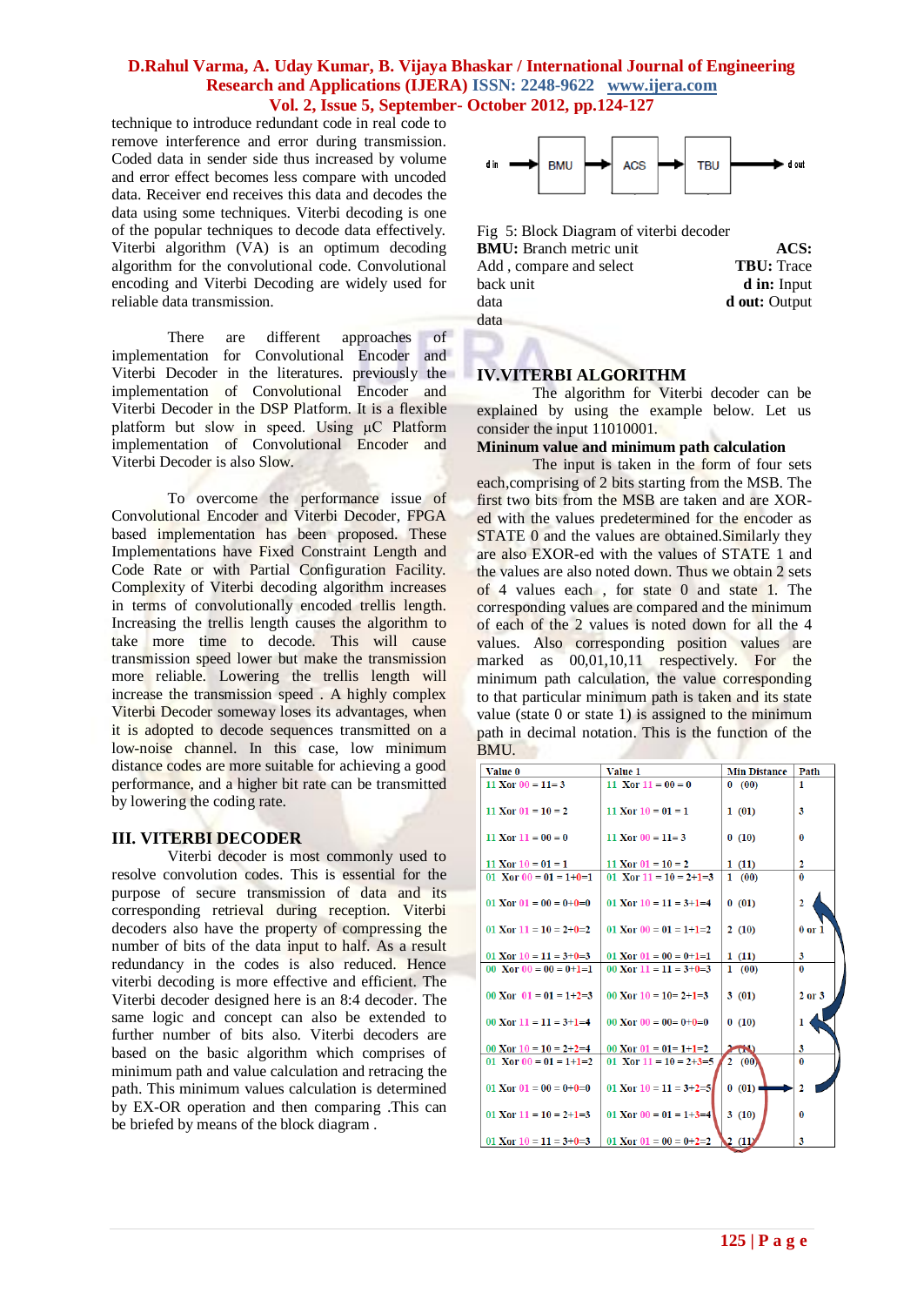technique to introduce redundant code in real code to remove interference and error during transmission. Coded data in sender side thus increased by volume and error effect becomes less compare with uncoded data. Receiver end receives this data and decodes the data using some techniques. Viterbi decoding is one of the popular techniques to decode data effectively. Viterbi algorithm (VA) is an optimum decoding algorithm for the convolutional code. Convolutional encoding and Viterbi Decoding are widely used for reliable data transmission.

There are different approaches of implementation for Convolutional Encoder and Viterbi Decoder in the literatures. previously the implementation of Convolutional Encoder and Viterbi Decoder in the DSP Platform. It is a flexible platform but slow in speed. Using µC Platform implementation of Convolutional Encoder and Viterbi Decoder is also Slow.

To overcome the performance issue of Convolutional Encoder and Viterbi Decoder, FPGA based implementation has been proposed. These Implementations have Fixed Constraint Length and Code Rate or with Partial Configuration Facility. Complexity of Viterbi decoding algorithm increases in terms of convolutionally encoded trellis length. Increasing the trellis length causes the algorithm to take more time to decode. This will cause transmission speed lower but make the transmission more reliable. Lowering the trellis length will increase the transmission speed . A highly complex Viterbi Decoder someway loses its advantages, when it is adopted to decode sequences transmitted on a low-noise channel. In this case, low minimum distance codes are more suitable for achieving a good performance, and a higher bit rate can be transmitted by lowering the coding rate.

## III. VITERBI DECODER

Viterbi decoder is most commonly used to resolve convolution codes. This is essential for the purpose of secure transmission of data and its corresponding retrieval during reception. Viterbi decoders also have the property of compressing the number of bits of the data input to half. As a result redundancy in the codes is also reduced. Hence viterbi decoding is more effective and efficient. The Viterbi decoder designed here is an 8:4 decoder. The same logic and concept can also be extended to further number of bits also. Viterbi decoders are based on the basic algorithm which comprises of minimum path and value calculation and retracing the path. This minimum values calculation is determined by EX-OR operation and then comparing .This can be briefed by means of the block diagram .

d in → BMU → ACS → TBU → d out

Fig 5: Block Diagram of viterbi decoder
**BMU:** Branch metric unit **ACS:** Add , compare and select **TBU:** Trace back unit **d in:** Input data **d out:** Output data

## IV.VITERBI ALGORITHM

The algorithm for Viterbi decoder can be explained by using the example below. Let us consider the input 11010001.

**Mininum value and minimum path calculation**

The input is taken in the form of four sets each,comprising of 2 bits starting from the MSB. The first two bits from the MSB are taken and are XOR-ed with the values predetermined for the encoder as STATE 0 and the values are obtained.Similarly they are also EXOR-ed with the values of STATE 1 and the values are also noted down. Thus we obtain 2 sets of 4 values each , for state 0 and state 1. The corresponding values are compared and the minimum of each of the 2 values is noted down for all the 4 values. Also corresponding position values are marked as 00,01,10,11 respectively. For the minimum path calculation, the value corresponding to that particular minimum path is taken and its state value (state 0 or state 1) is assigned to the minimum path in decimal notation. This is the function of the BMU.

| Value 0 | Value 1 | Min Distance | Path |
|---|---|---|---|
| 11 Xor 00 = 11= 3 | 11 Xor 11 = 00 = 0 | 0 (00) | 1 |
| 11 Xor 01 = 10 = 2 | 11 Xor 10 = 01 = 1 | 1 (01) | 3 |
| 11 Xor 11 = 00 = 0 | 11 Xor 00 = 11= 3 | 0 (10) | 0 |
| 11 Xor 10 = 01 = 1 | 11 Xor 01 = 10 = 2 | 1 (11) | 2 |
| 01 Xor 00 = 01 = 1+0=1 | 01 Xor 11 = 10 = 2+1=3 | 1 (00) | 0 |
| 01 Xor 01 = 00 = 0+0=0 | 01 Xor 10 = 11 = 3+1=4 | 0 (01) | 2 |
| 01 Xor 11 = 10 = 2+0=2 | 01 Xor 00 = 01 = 1+1=2 | 2 (10) | 0 or 1 |
| 01 Xor 10 = 11 = 3+0=3 | 01 Xor 01 = 00 = 0+1=1 | 1 (11) | 3 |
| 00 Xor 00 = 00 = 0+1=1 | 00 Xor 11 = 11 = 3+0=3 | 1 (00) | 0 |
| 00 Xor 01 = 01 = 1+2=3 | 00 Xor 10 = 10= 2+1=3 | 3 (01) | 2 or 3 |
| 00 Xor 11 = 11 = 3+1=4 | 00 Xor 00 = 00= 0+0=0 | 0 (10) | 1 |
| 00 Xor 10 = 10 = 2+2=4 | 00 Xor 01 = 01= 1+1=2 | 2 (11) | 3 |
| 01 Xor 00 = 01 = 1+1=2 | 01 Xor 11 = 10 = 2+3=5 | 2 (00) | 0 |
| 01 Xor 01 = 00 = 0+0=0 | 01 Xor 10 = 11 = 3+2=5 | 0 (01) | 2 |
| 01 Xor 11 = 10 = 2+1=3 | 01 Xor 00 = 01 = 1+3=4 | 3 (10) | 0 |
| 01 Xor 10 = 11 = 3+0=3 | 01 Xor 01 = 00 = 0+2=2 | 2 (11) | 3 |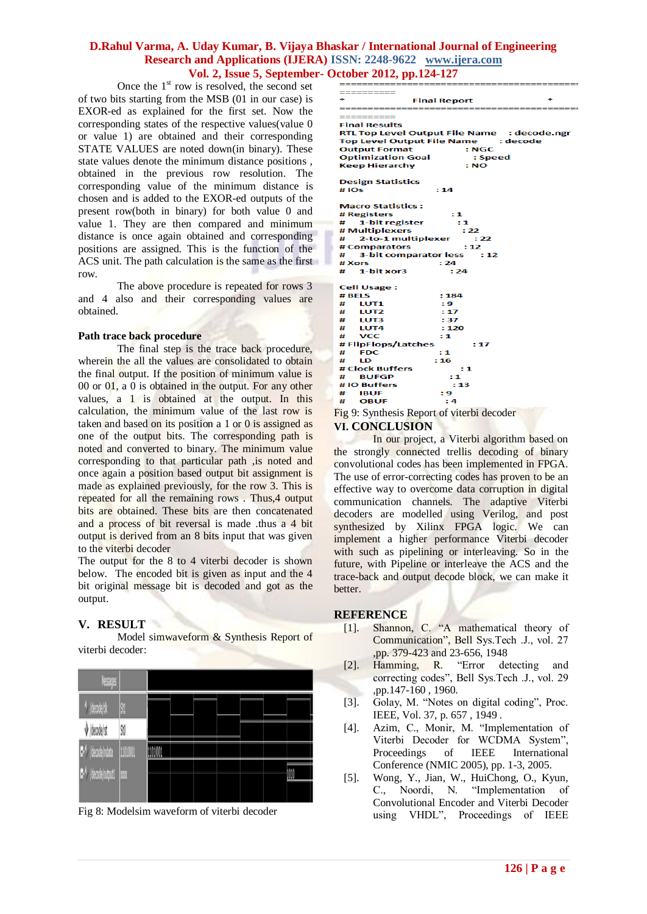Once the 1st row is resolved, the second set of two bits starting from the MSB (01 in our case) is EXOR-ed as explained for the first set. Now the corresponding states of the respective values(value 0 or value 1) are obtained and their corresponding STATE VALUES are noted down(in binary). These state values denote the minimum distance positions , obtained in the previous row resolution. The corresponding value of the minimum distance is chosen and is added to the EXOR-ed outputs of the present row(both in binary) for both value 0 and value 1. They are then compared and minimum distance is once again obtained and corresponding positions are assigned. This is the function of the ACS unit. The path calculation is the same as the first row.

The above procedure is repeated for rows 3 and 4 also and their corresponding values are obtained.

**Path trace back procedure**

The final step is the trace back procedure, wherein the all the values are consolidated to obtain the final output. If the position of minimum value is 00 or 01, a 0 is obtained in the output. For any other values, a 1 is obtained at the output. In this calculation, the minimum value of the last row is taken and based on its position a 1 or 0 is assigned as one of the output bits. The corresponding path is noted and converted to binary. The minimum value corresponding to that particular path ,is noted and once again a position based output bit assignment is made as explained previously, for the row 3. This is repeated for all the remaining rows . Thus,4 output bits are obtained. These bits are then concatenated and a process of bit reversal is made .thus a 4 bit output is derived from an 8 bits input that was given to the viterbi decoder

The output for the 8 to 4 viterbi decoder is shown below. The encoded bit is given as input and the 4 bit original message bit is decoded and got as the output.

## V. RESULT

Model simwaveform & Synthesis Report of viterbi decoder:

Fig 8: Modelsim waveform of viterbi decoder

```
=========================================================================
*                          Final Report                                 *
=========================================================================
Final Results
RTL Top Level Output File Name     : decode.ngr
Top Level Output File Name         : decode
Output Format                      : NGC
Optimization Goal                  : Speed
Keep Hierarchy                     : NO

Design Statistics
# IOs                              : 14

Macro Statistics :
# Registers                        : 1
#      1-bit register              : 1
# Multiplexers                     : 22
#      2-to-1 multiplexer          : 22
# Comparators                      : 12
#      3-bit comparator less       : 12
# Xors                             : 24
#      1-bit xor3                  : 24

Cell Usage :
# BELS                             : 184
#      LUT1                        : 9
#      LUT2                        : 17
#      LUT3                        : 37
#      LUT4                        : 120
#      VCC                         : 1
# FlipFlops/Latches                : 17
#      FDC                         : 1
#      LD                          : 16
# Clock Buffers                    : 1
#      BUFGP                       : 1
# IO Buffers                       : 13
#      IBUF                        : 9
#      OBUF                        : 4
```

Fig 9: Synthesis Report of viterbi decoder

## VI. CONCLUSION

In our project, a Viterbi algorithm based on the strongly connected trellis decoding of binary convolutional codes has been implemented in FPGA. The use of error-correcting codes has proven to be an effective way to overcome data corruption in digital communication channels. The adaptive Viterbi decoders are modelled using Verilog, and post synthesized by Xilinx FPGA logic. We can implement a higher performance Viterbi decoder with such as pipelining or interleaving. So in the future, with Pipeline or interleave the ACS and the trace-back and output decode block, we can make it better.

## REFERENCE

[1]. Shannon, C. "A mathematical theory of Communication", Bell Sys.Tech .J., vol. 27 ,pp. 379-423 and 23-656, 1948

[2]. Hamming, R. "Error detecting and correcting codes", Bell Sys.Tech .J., vol. 29 ,pp.147-160 , 1960.

[3]. Golay, M. "Notes on digital coding", Proc. IEEE, Vol. 37, p. 657 , 1949 .

[4]. Azim, C., Monir, M. "Implementation of Viterbi Decoder for WCDMA System", Proceedings of IEEE International Conference (NMIC 2005), pp. 1-3, 2005.

[5]. Wong, Y., Jian, W., HuiChong, O., Kyun, C., Noordi, N. "Implementation of Convolutional Encoder and Viterbi Decoder using VHDL", Proceedings of IEEE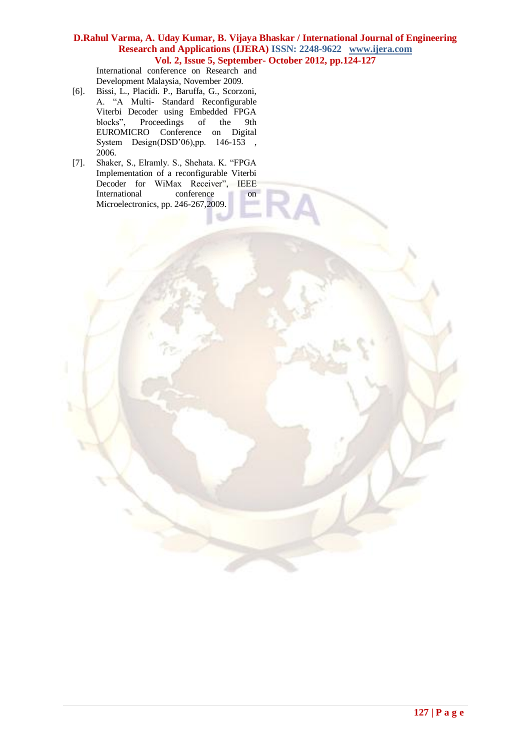International conference on Research and Development Malaysia, November 2009.

[6]. Bissi, L., Placidi. P., Baruffa, G., Scorzoni, A. "A Multi- Standard Reconfigurable Viterbi Decoder using Embedded FPGA blocks", Proceedings of the 9th EUROMICRO Conference on Digital System Design(DSD'06),pp. 146-153 , 2006.

[7]. Shaker, S., Elramly. S., Shehata. K. "FPGA Implementation of a reconfigurable Viterbi Decoder for WiMax Receiver", IEEE International conference on Microelectronics, pp. 246-267,2009.